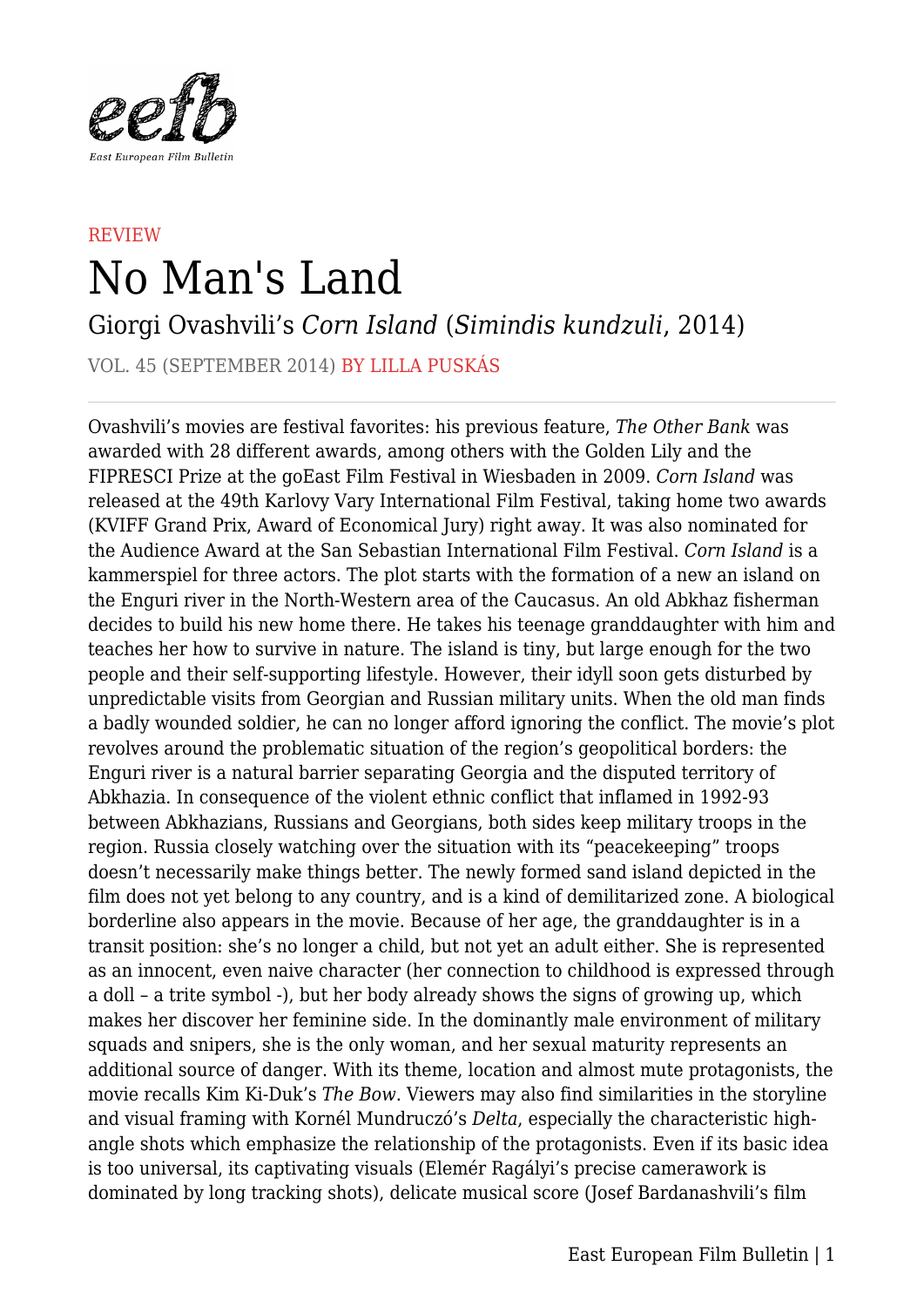eefb

East European Film Bulletin

REVIEW

# No Man's Land

## Giorgi Ovashvili's *Corn Island* (*Simindis kundzuli*, 2014)

VOL. 45 (SEPTEMBER 2014) BY LILLA PUSKÁS

---

Ovashvili's movies are festival favorites: his previous feature, *The Other Bank* was awarded with 28 different awards, among others with the Golden Lily and the FIPRESCI Prize at the goEast Film Festival in Wiesbaden in 2009. *Corn Island* was released at the 49th Karlovy Vary International Film Festival, taking home two awards (KVIFF Grand Prix, Award of Economical Jury) right away. It was also nominated for the Audience Award at the San Sebastian International Film Festival. *Corn Island* is a kammerspiel for three actors. The plot starts with the formation of a new an island on the Enguri river in the North-Western area of the Caucasus. An old Abkhaz fisherman decides to build his new home there. He takes his teenage granddaughter with him and teaches her how to survive in nature. The island is tiny, but large enough for the two people and their self-supporting lifestyle. However, their idyll soon gets disturbed by unpredictable visits from Georgian and Russian military units. When the old man finds a badly wounded soldier, he can no longer afford ignoring the conflict. The movie's plot revolves around the problematic situation of the region's geopolitical borders: the Enguri river is a natural barrier separating Georgia and the disputed territory of Abkhazia. In consequence of the violent ethnic conflict that inflamed in 1992-93 between Abkhazians, Russians and Georgians, both sides keep military troops in the region. Russia closely watching over the situation with its "peacekeeping" troops doesn't necessarily make things better. The newly formed sand island depicted in the film does not yet belong to any country, and is a kind of demilitarized zone. A biological borderline also appears in the movie. Because of her age, the granddaughter is in a transit position: she's no longer a child, but not yet an adult either. She is represented as an innocent, even naive character (her connection to childhood is expressed through a doll – a trite symbol -), but her body already shows the signs of growing up, which makes her discover her feminine side. In the dominantly male environment of military squads and snipers, she is the only woman, and her sexual maturity represents an additional source of danger. With its theme, location and almost mute protagonists, the movie recalls Kim Ki-Duk's *The Bow*. Viewers may also find similarities in the storyline and visual framing with Kornél Mundruczó's *Delta*, especially the characteristic high-angle shots which emphasize the relationship of the protagonists. Even if its basic idea is too universal, its captivating visuals (Elemér Ragályi's precise camerawork is dominated by long tracking shots), delicate musical score (Josef Bardanashvili's film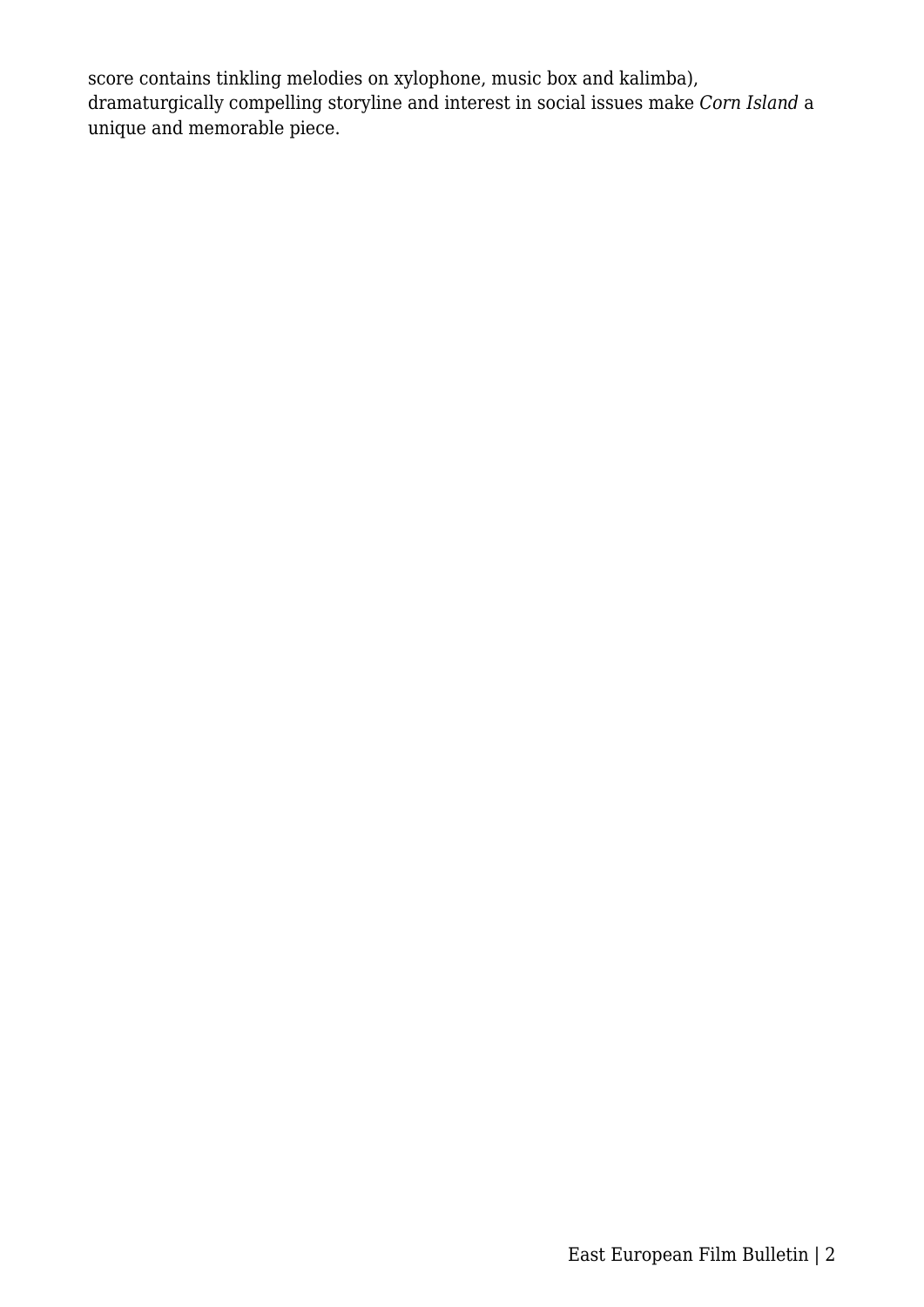score contains tinkling melodies on xylophone, music box and kalimba), dramaturgically compelling storyline and interest in social issues make *Corn Island* a unique and memorable piece.